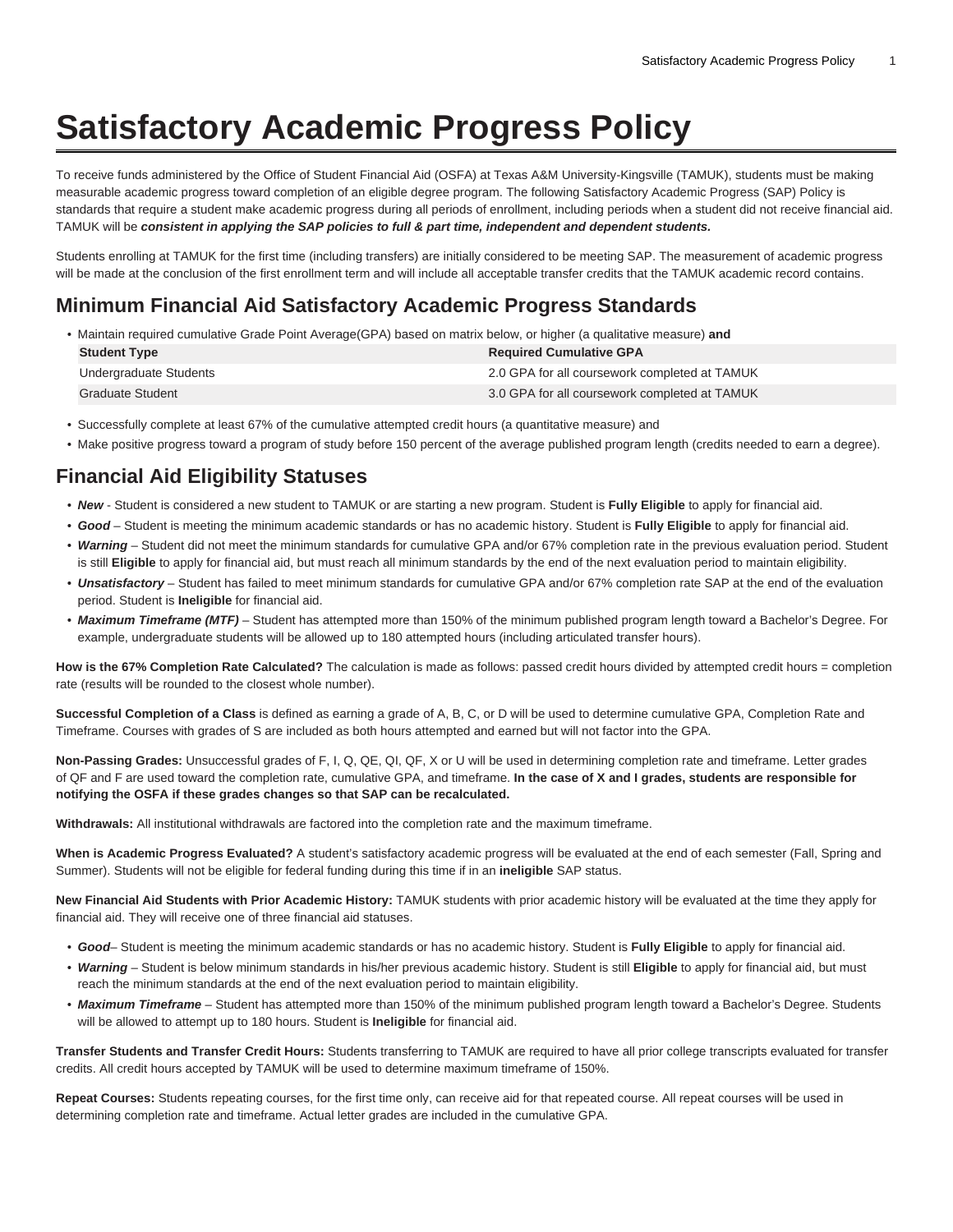# Satisfactory Academic Progress Policy

To receive funds administered by the Office of Student Financial Aid (OSFA) at Texas A&M University-Kingsville (TAMUK), students must be making measurable academic progress toward completion of an eligible degree program. The following Satisfactory Academic Progress (SAP) Policy is standards that require a student make academic progress during all periods of enrollment, including periods when a student did not receive financial aid. TAMUK will be ***consistent in applying the SAP policies to full & part time, independent and dependent students.***

Students enrolling at TAMUK for the first time (including transfers) are initially considered to be meeting SAP. The measurement of academic progress will be made at the conclusion of the first enrollment term and will include all acceptable transfer credits that the TAMUK academic record contains.

## Minimum Financial Aid Satisfactory Academic Progress Standards

- Maintain required cumulative Grade Point Average(GPA) based on matrix below, or higher (a qualitative measure) **and**

| Student Type | Required Cumulative GPA |
| --- | --- |
| Undergraduate Students | 2.0 GPA for all coursework completed at TAMUK |
| Graduate Student | 3.0 GPA for all coursework completed at TAMUK |

- Successfully complete at least 67% of the cumulative attempted credit hours (a quantitative measure) and
- Make positive progress toward a program of study before 150 percent of the average published program length (credits needed to earn a degree).

## Financial Aid Eligibility Statuses

- ***New*** - Student is considered a new student to TAMUK or are starting a new program. Student is **Fully Eligible** to apply for financial aid.
- ***Good*** – Student is meeting the minimum academic standards or has no academic history. Student is **Fully Eligible** to apply for financial aid.
- ***Warning*** – Student did not meet the minimum standards for cumulative GPA and/or 67% completion rate in the previous evaluation period. Student is still **Eligible** to apply for financial aid, but must reach all minimum standards by the end of the next evaluation period to maintain eligibility.
- ***Unsatisfactory*** – Student has failed to meet minimum standards for cumulative GPA and/or 67% completion rate SAP at the end of the evaluation period. Student is **Ineligible** for financial aid.
- ***Maximum Timeframe (MTF)*** – Student has attempted more than 150% of the minimum published program length toward a Bachelor's Degree. For example, undergraduate students will be allowed up to 180 attempted hours (including articulated transfer hours).

**How is the 67% Completion Rate Calculated?** The calculation is made as follows: passed credit hours divided by attempted credit hours = completion rate (results will be rounded to the closest whole number).

**Successful Completion of a Class** is defined as earning a grade of A, B, C, or D will be used to determine cumulative GPA, Completion Rate and Timeframe. Courses with grades of S are included as both hours attempted and earned but will not factor into the GPA.

**Non-Passing Grades:** Unsuccessful grades of F, I, Q, QE, QI, QF, X or U will be used in determining completion rate and timeframe. Letter grades of QF and F are used toward the completion rate, cumulative GPA, and timeframe. **In the case of X and I grades, students are responsible for notifying the OSFA if these grades changes so that SAP can be recalculated.**

**Withdrawals:** All institutional withdrawals are factored into the completion rate and the maximum timeframe.

**When is Academic Progress Evaluated?** A student's satisfactory academic progress will be evaluated at the end of each semester (Fall, Spring and Summer). Students will not be eligible for federal funding during this time if in an **ineligible** SAP status.

**New Financial Aid Students with Prior Academic History:** TAMUK students with prior academic history will be evaluated at the time they apply for financial aid. They will receive one of three financial aid statuses.

- ***Good***– Student is meeting the minimum academic standards or has no academic history. Student is **Fully Eligible** to apply for financial aid.
- ***Warning*** – Student is below minimum standards in his/her previous academic history. Student is still **Eligible** to apply for financial aid, but must reach the minimum standards at the end of the next evaluation period to maintain eligibility.
- ***Maximum Timeframe*** – Student has attempted more than 150% of the minimum published program length toward a Bachelor's Degree. Students will be allowed to attempt up to 180 hours. Student is **Ineligible** for financial aid.

**Transfer Students and Transfer Credit Hours:** Students transferring to TAMUK are required to have all prior college transcripts evaluated for transfer credits. All credit hours accepted by TAMUK will be used to determine maximum timeframe of 150%.

**Repeat Courses:** Students repeating courses, for the first time only, can receive aid for that repeated course. All repeat courses will be used in determining completion rate and timeframe. Actual letter grades are included in the cumulative GPA.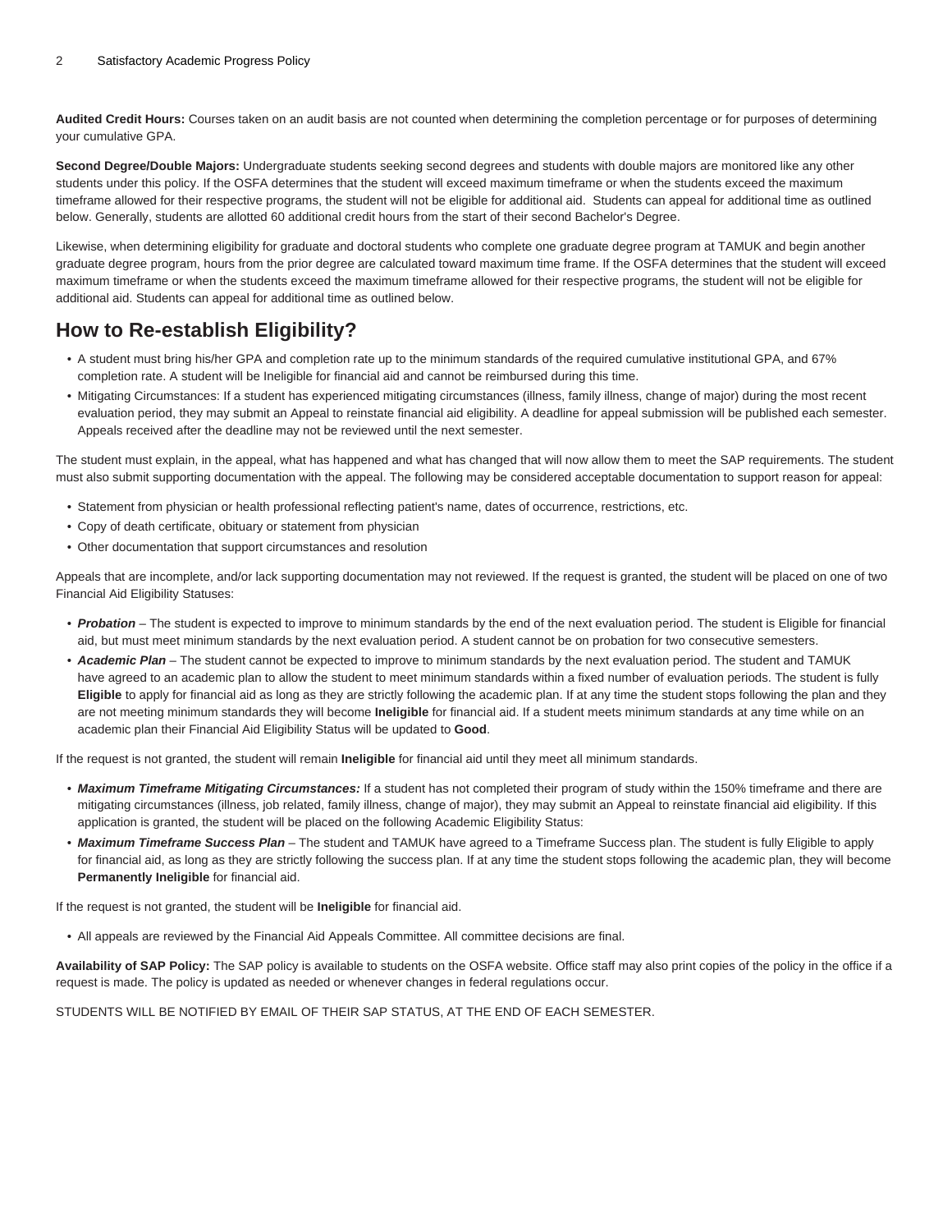**Audited Credit Hours:** Courses taken on an audit basis are not counted when determining the completion percentage or for purposes of determining your cumulative GPA.

**Second Degree/Double Majors:** Undergraduate students seeking second degrees and students with double majors are monitored like any other students under this policy. If the OSFA determines that the student will exceed maximum timeframe or when the students exceed the maximum timeframe allowed for their respective programs, the student will not be eligible for additional aid.  Students can appeal for additional time as outlined below. Generally, students are allotted 60 additional credit hours from the start of their second Bachelor's Degree.

Likewise, when determining eligibility for graduate and doctoral students who complete one graduate degree program at TAMUK and begin another graduate degree program, hours from the prior degree are calculated toward maximum time frame. If the OSFA determines that the student will exceed maximum timeframe or when the students exceed the maximum timeframe allowed for their respective programs, the student will not be eligible for additional aid. Students can appeal for additional time as outlined below.

## How to Re-establish Eligibility?

- A student must bring his/her GPA and completion rate up to the minimum standards of the required cumulative institutional GPA, and 67% completion rate. A student will be Ineligible for financial aid and cannot be reimbursed during this time.
- Mitigating Circumstances: If a student has experienced mitigating circumstances (illness, family illness, change of major) during the most recent evaluation period, they may submit an Appeal to reinstate financial aid eligibility. A deadline for appeal submission will be published each semester. Appeals received after the deadline may not be reviewed until the next semester.

The student must explain, in the appeal, what has happened and what has changed that will now allow them to meet the SAP requirements. The student must also submit supporting documentation with the appeal. The following may be considered acceptable documentation to support reason for appeal:

- Statement from physician or health professional reflecting patient's name, dates of occurrence, restrictions, etc.
- Copy of death certificate, obituary or statement from physician
- Other documentation that support circumstances and resolution

Appeals that are incomplete, and/or lack supporting documentation may not reviewed. If the request is granted, the student will be placed on one of two Financial Aid Eligibility Statuses:

- ***Probation*** – The student is expected to improve to minimum standards by the end of the next evaluation period. The student is Eligible for financial aid, but must meet minimum standards by the next evaluation period. A student cannot be on probation for two consecutive semesters.
- ***Academic Plan*** – The student cannot be expected to improve to minimum standards by the next evaluation period. The student and TAMUK have agreed to an academic plan to allow the student to meet minimum standards within a fixed number of evaluation periods. The student is fully **Eligible** to apply for financial aid as long as they are strictly following the academic plan. If at any time the student stops following the plan and they are not meeting minimum standards they will become **Ineligible** for financial aid. If a student meets minimum standards at any time while on an academic plan their Financial Aid Eligibility Status will be updated to **Good**.

If the request is not granted, the student will remain **Ineligible** for financial aid until they meet all minimum standards.

- ***Maximum Timeframe Mitigating Circumstances:*** If a student has not completed their program of study within the 150% timeframe and there are mitigating circumstances (illness, job related, family illness, change of major), they may submit an Appeal to reinstate financial aid eligibility. If this application is granted, the student will be placed on the following Academic Eligibility Status:
- ***Maximum Timeframe Success Plan*** – The student and TAMUK have agreed to a Timeframe Success plan. The student is fully Eligible to apply for financial aid, as long as they are strictly following the success plan. If at any time the student stops following the academic plan, they will become **Permanently Ineligible** for financial aid.

If the request is not granted, the student will be **Ineligible** for financial aid.

- All appeals are reviewed by the Financial Aid Appeals Committee. All committee decisions are final.

**Availability of SAP Policy:** The SAP policy is available to students on the OSFA website. Office staff may also print copies of the policy in the office if a request is made. The policy is updated as needed or whenever changes in federal regulations occur.

STUDENTS WILL BE NOTIFIED BY EMAIL OF THEIR SAP STATUS, AT THE END OF EACH SEMESTER.